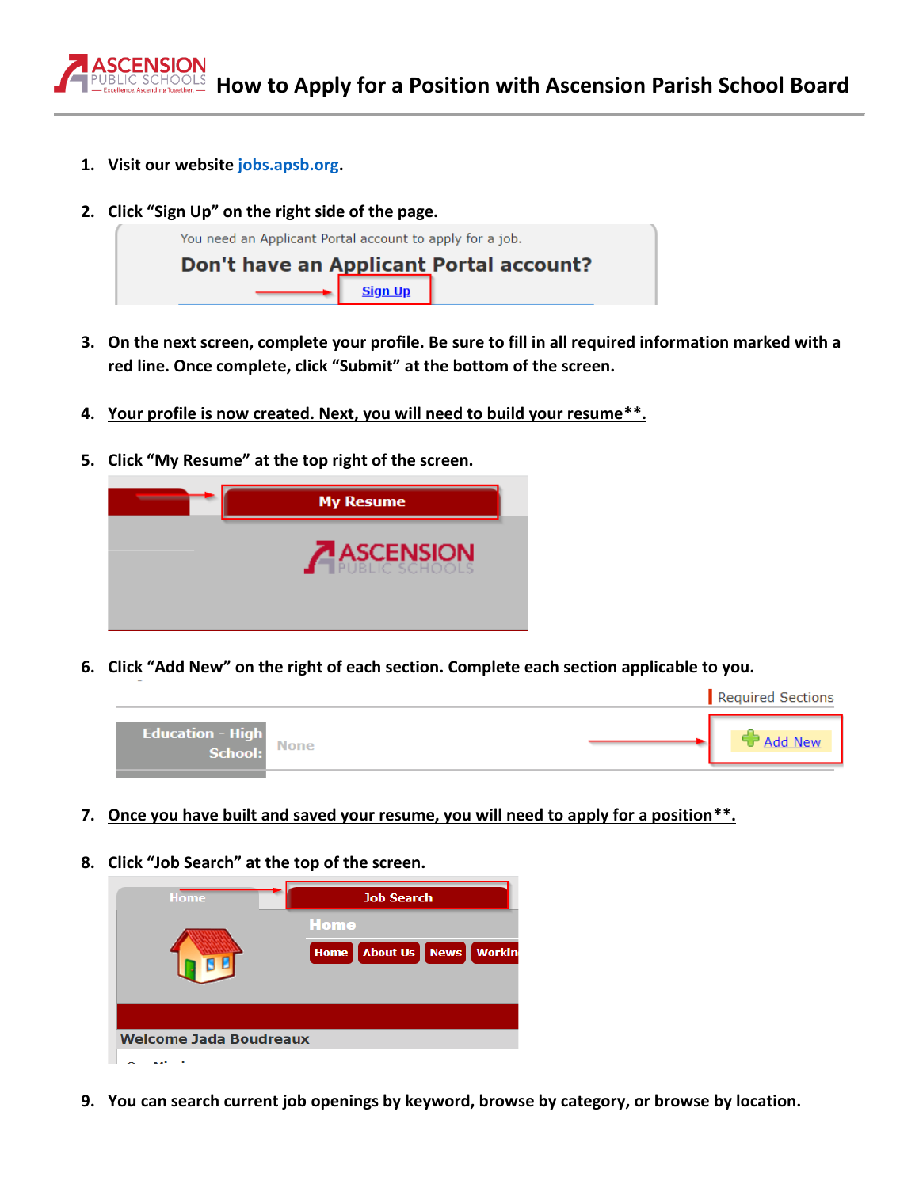# How to Apply for a Position with Ascension Parish School Board

1. **Visit our website [jobs.apsb.org](jobs.apsb.org).**

2. **Click "Sign Up" on the right side of the page.**

3. **On the next screen, complete your profile. Be sure to fill in all required information marked with a red line. Once complete, click "Submit" at the bottom of the screen.**

4. **Your profile is now created. Next, you will need to build your resume**.**

5. **Click "My Resume" at the top right of the screen.**

6. **Click "Add New" on the right of each section. Complete each section applicable to you.**

7. **Once you have built and saved your resume, you will need to apply for a position**.**

8. **Click "Job Search" at the top of the screen.**

9. **You can search current job openings by keyword, browse by category, or browse by location.**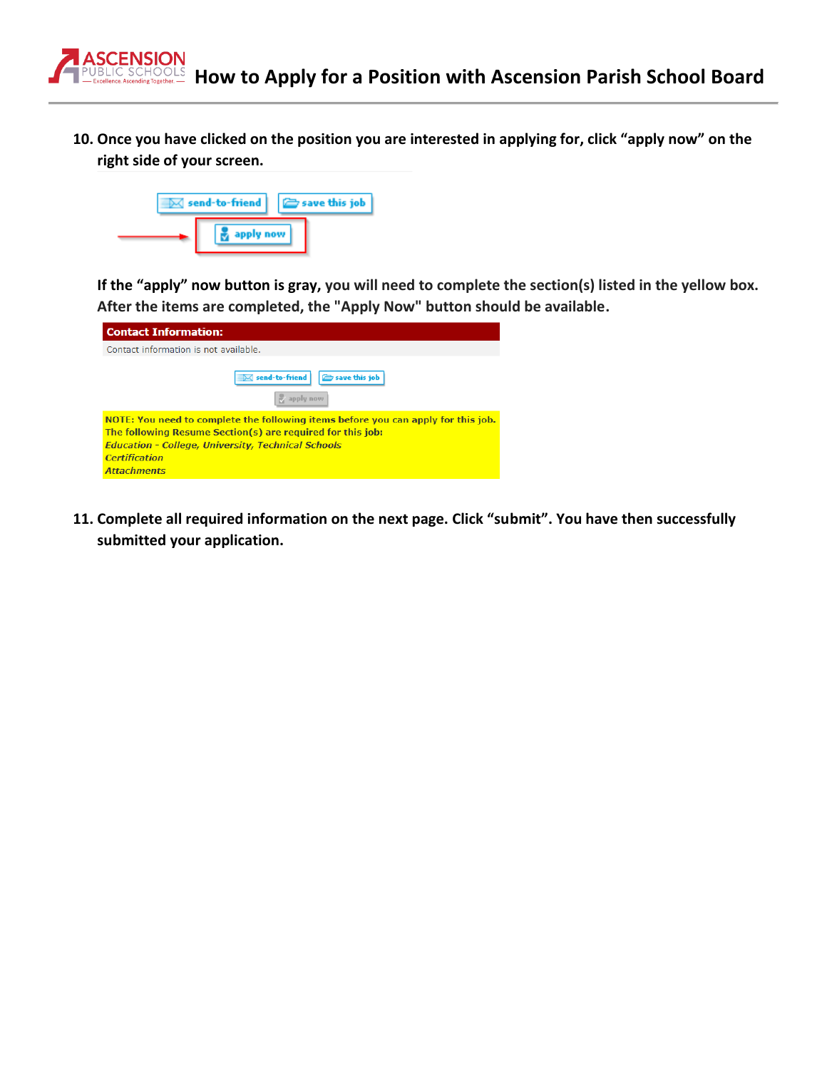10. **Once you have clicked on the position you are interested in applying for, click "apply now" on the right side of your screen.**

    **If the "apply" now button is gray, you will need to complete the section(s) listed in the yellow box. After the items are completed, the "Apply Now" button should be available.**

11. **Complete all required information on the next page. Click "submit". You have then successfully submitted your application.**